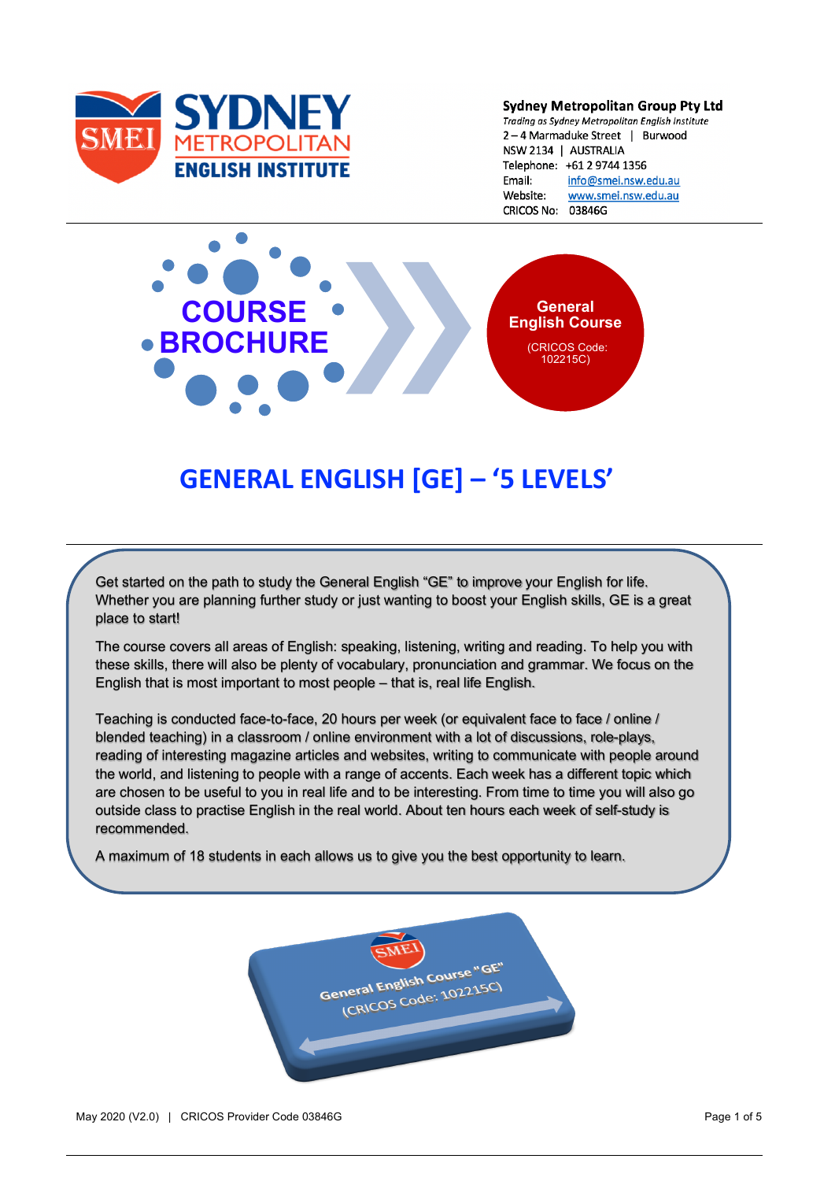**SYDNEY METROPOLITAN ENGLISH INSTITUTE**

**Sydney Metropolitan Group Pty Ltd**
*Trading as Sydney Metropolitan English Institute*
2 – 4 Marmaduke Street | Burwood
NSW 2134 | AUSTRALIA
Telephone: +61 2 9744 1356
Email: info@smei.nsw.edu.au
Website: www.smei.nsw.edu.au
CRICOS No: 03846G

**COURSE BROCHURE**

**General English Course**
(CRICOS Code: 102215C)

# GENERAL ENGLISH [GE] – '5 LEVELS'

Get started on the path to study the General English "GE" to improve your English for life. Whether you are planning further study or just wanting to boost your English skills, GE is a great place to start!

The course covers all areas of English: speaking, listening, writing and reading. To help you with these skills, there will also be plenty of vocabulary, pronunciation and grammar. We focus on the English that is most important to most people – that is, real life English.

Teaching is conducted face-to-face, 20 hours per week (or equivalent face to face / online / blended teaching) in a classroom / online environment with a lot of discussions, role-plays, reading of interesting magazine articles and websites, writing to communicate with people around the world, and listening to people with a range of accents. Each week has a different topic which are chosen to be useful to you in real life and to be interesting. From time to time you will also go outside class to practise English in the real world. About ten hours each week of self-study is recommended.

A maximum of 18 students in each allows us to give you the best opportunity to learn.

SMEI
General English Course "GE"
(CRICOS Code: 102215C)

May 2020 (V2.0) | CRICOS Provider Code 03846G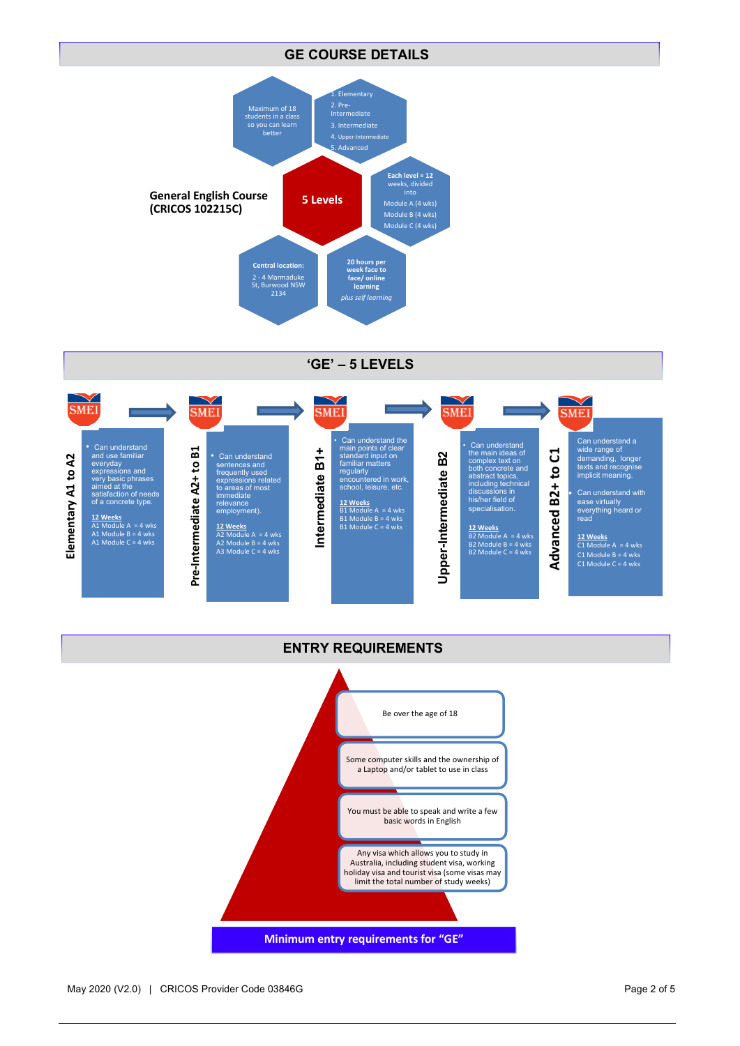## GE COURSE DETAILS

**General English Course (CRICOS 102215C)**

**5 Levels**

- Maximum of 18 students in a class so you can learn better
- 1. Elementary
  2. Pre-Intermediate
  3. Intermediate
  4. Upper-Intermediate
  5. Advanced
- **Each level = 12 weeks, divided into**
  Module A (4 wks)
  Module B (4 wks)
  Module C (4 wks)
- **Central location:** 2 - 4 Marmaduke St, Burwood NSW 2134
- **20 hours per week face to face/ online learning** *plus self learning*

## 'GE' – 5 LEVELS

**Elementary A1 to A2**

- Can understand and use familiar everyday expressions and very basic phrases aimed at the satisfaction of needs of a concrete type.

12 Weeks
A1 Module A = 4 wks
A1 Module B = 4 wks
A1 Module C = 4 wks

**Pre-Intermediate A2+ to B1**

- Can understand sentences and frequently used expressions related to areas of most immediate relevance employment).

12 Weeks
A2 Module A = 4 wks
A2 Module B = 4 wks
A3 Module C = 4 wks

**Intermediate B1+**

- Can understand the main points of clear standard input on familiar matters regularly encountered in work, school, leisure, etc.

12 Weeks
B1 Module A = 4 wks
B1 Module B = 4 wks
B1 Module C = 4 wks

**Upper-Intermediate B2**

- Can understand the main ideas of complex text on both concrete and abstract topics, including technical discussions in his/her field of specialisation.

12 Weeks
B2 Module A = 4 wks
B2 Module B = 4 wks
B2 Module C = 4 wks

**Advanced B2+ to C1**

- Can understand a wide range of demanding, longer texts and recognise implicit meaning.
- Can understand with ease virtually everything heard or read

12 Weeks
C1 Module A = 4 wks
C1 Module B = 4 wks
C1 Module C = 4 wks

## ENTRY REQUIREMENTS

- Be over the age of 18
- Some computer skills and the ownership of a Laptop and/or tablet to use in class
- You must be able to speak and write a few basic words in English
- Any visa which allows you to study in Australia, including student visa, working holiday visa and tourist visa (some visas may limit the total number of study weeks)

**Minimum entry requirements for "GE"**

May 2020 (V2.0) | CRICOS Provider Code 03846G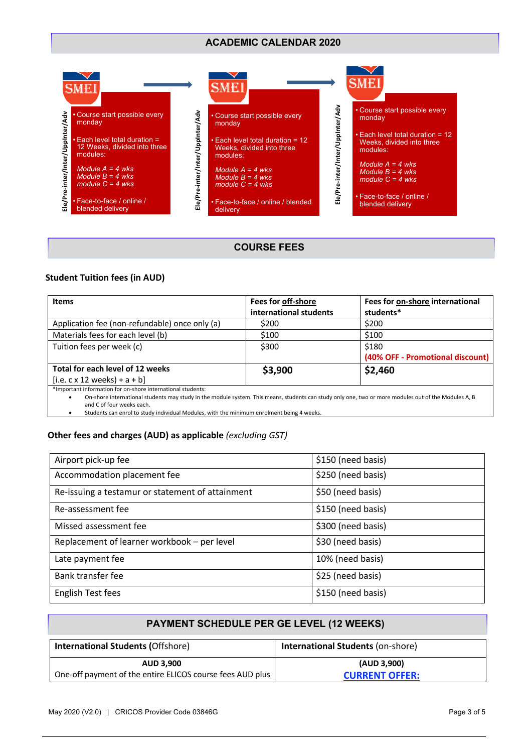## ACADEMIC CALENDAR 2020

**SMEI** — Ele/Pre-inter/Inter/UppInter/Adv

- Course start possible every monday
- Each level total duration = 12 Weeks, divided into three modules:

  *Module A = 4 wks*
  *Module B = 4 wks*
  *module C = 4 wks*
- Face-to-face / online / blended delivery

**SMEI** — Ele/Pre-inter/Inter/UppInter/Adv

- Course start possible every monday
- Each level total duration = 12 Weeks, divided into three modules:

  *Module A = 4 wks*
  *Module B = 4 wks*
  *module C = 4 wks*
- Face-to-face / online / blended delivery

**SMEI** — Ele/Pre-inter/Inter/UppInter/Adv

- Course start possible every monday
- Each level total duration = 12 Weeks, divided into three modules:

  *Module A = 4 wks*
  *Module B = 4 wks*
  *module C = 4 wks*
- Face-to-face / online / blended delivery

## COURSE FEES

### Student Tuition fees (in AUD)

| Items | Fees for off-shore international students | Fees for on-shore international students* |
|---|---|---|
| Application fee (non-refundable) once only (a) | $200 | $200 |
| Materials fees for each level (b) | $100 | $100 |
| Tuition fees per week (c) | $300 | $180 **(40% OFF - Promotional discount)** |
| **Total for each level of 12 weeks** [i.e. c x 12 weeks) + a + b] | **$3,900** | **$2,460** |

*Important information for on-shore international students:

- On-shore international students may study in the module system. This means, students can study only one, two or more modules out of the Modules A, B and C of four weeks each.
- Students can enrol to study individual Modules, with the minimum enrolment being 4 weeks.

### Other fees and charges (AUD) as applicable *(excluding GST)*

| Item | Fee |
|---|---|
| Airport pick-up fee | $150 (need basis) |
| Accommodation placement fee | $250 (need basis) |
| Re-issuing a testamur or statement of attainment | $50 (need basis) |
| Re-assessment fee | $150 (need basis) |
| Missed assessment fee | $300 (need basis) |
| Replacement of learner workbook – per level | $30 (need basis) |
| Late payment fee | 10% (need basis) |
| Bank transfer fee | $25 (need basis) |
| English Test fees | $150 (need basis) |

## PAYMENT SCHEDULE PER GE LEVEL (12 WEEKS)

| **International Students (**Offshore) | **International Students** (on-shore) |
|---|---|
| **AUD 3,900** One-off payment of the entire ELICOS course fees AUD plus | **(AUD 3,900)** **CURRENT OFFER:** |

May 2020 (V2.0) | CRICOS Provider Code 03846G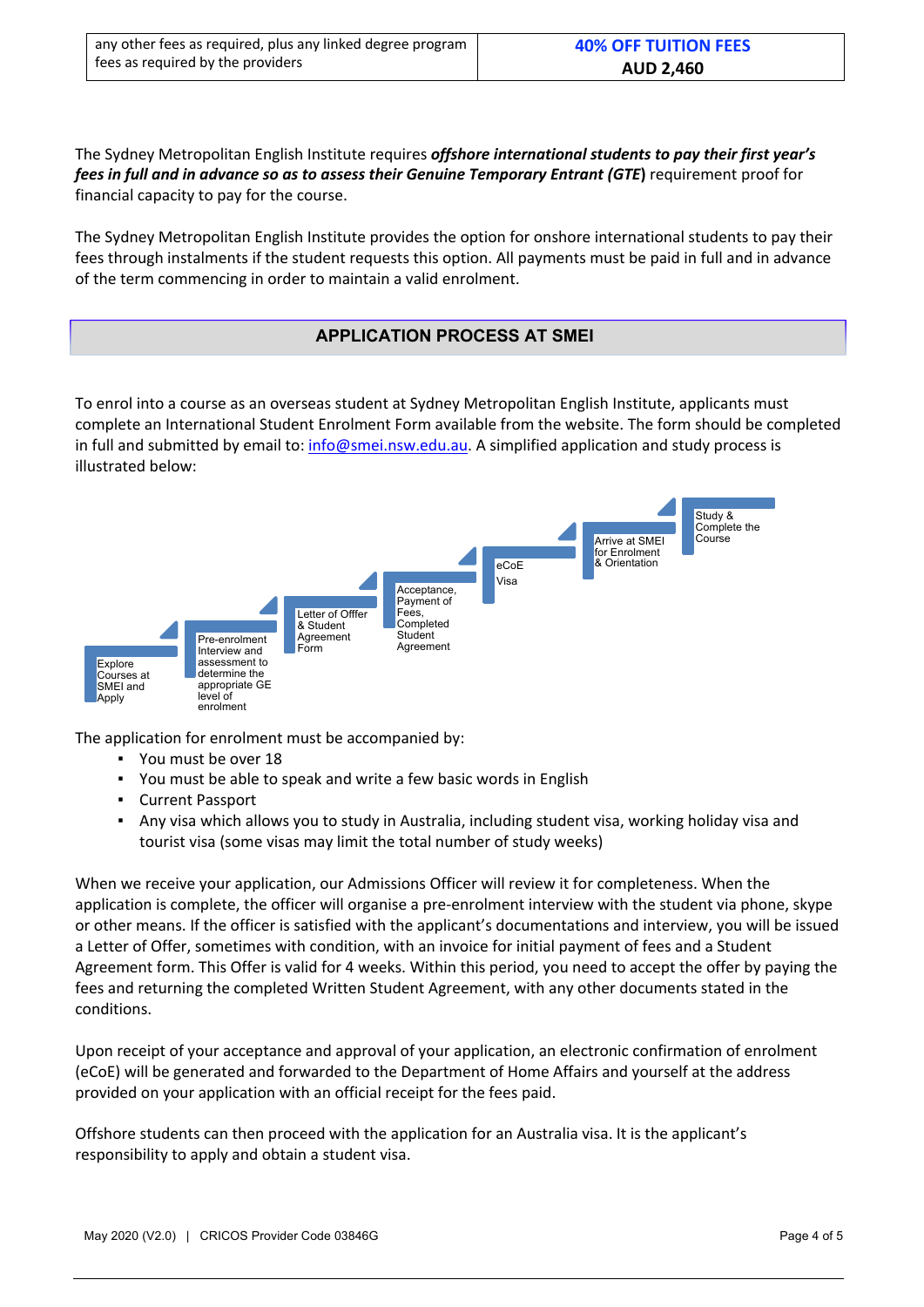| any other fees as required, plus any linked degree program fees as required by the providers | **40% OFF TUITION FEES** **AUD 2,460** |
|---|---|

The Sydney Metropolitan English Institute requires ***offshore international students to pay their first year's fees in full and in advance so as to assess their Genuine Temporary Entrant (GTE)*** requirement proof for financial capacity to pay for the course.

The Sydney Metropolitan English Institute provides the option for onshore international students to pay their fees through instalments if the student requests this option. All payments must be paid in full and in advance of the term commencing in order to maintain a valid enrolment.

## APPLICATION PROCESS AT SMEI

To enrol into a course as an overseas student at Sydney Metropolitan English Institute, applicants must complete an International Student Enrolment Form available from the website. The form should be completed in full and submitted by email to: info@smei.nsw.edu.au. A simplified application and study process is illustrated below:

1. Explore Courses at SMEI and Apply
2. Pre-enrolment Interview and assessment to determine the appropriate GE level of enrolment
3. Letter of Offer & Student Agreement Form
4. Acceptance, Payment of Fees, Completed Student Agreement
5. eCoE Visa
6. Arrive at SMEI for Enrolment & Orientation
7. Study & Complete the Course

The application for enrolment must be accompanied by:

- You must be over 18
- You must be able to speak and write a few basic words in English
- Current Passport
- Any visa which allows you to study in Australia, including student visa, working holiday visa and tourist visa (some visas may limit the total number of study weeks)

When we receive your application, our Admissions Officer will review it for completeness. When the application is complete, the officer will organise a pre-enrolment interview with the student via phone, skype or other means. If the officer is satisfied with the applicant's documentations and interview, you will be issued a Letter of Offer, sometimes with condition, with an invoice for initial payment of fees and a Student Agreement form. This Offer is valid for 4 weeks. Within this period, you need to accept the offer by paying the fees and returning the completed Written Student Agreement, with any other documents stated in the conditions.

Upon receipt of your acceptance and approval of your application, an electronic confirmation of enrolment (eCoE) will be generated and forwarded to the Department of Home Affairs and yourself at the address provided on your application with an official receipt for the fees paid.

Offshore students can then proceed with the application for an Australia visa. It is the applicant's responsibility to apply and obtain a student visa.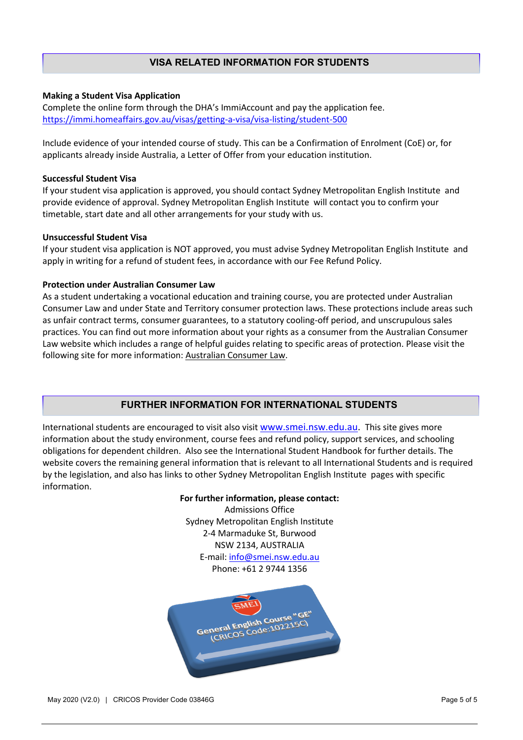## VISA RELATED INFORMATION FOR STUDENTS

**Making a Student Visa Application**

Complete the online form through the DHA's ImmiAccount and pay the application fee.
https://immi.homeaffairs.gov.au/visas/getting-a-visa/visa-listing/student-500

Include evidence of your intended course of study. This can be a Confirmation of Enrolment (CoE) or, for applicants already inside Australia, a Letter of Offer from your education institution.

**Successful Student Visa**

If your student visa application is approved, you should contact Sydney Metropolitan English Institute and provide evidence of approval. Sydney Metropolitan English Institute will contact you to confirm your timetable, start date and all other arrangements for your study with us.

**Unsuccessful Student Visa**

If your student visa application is NOT approved, you must advise Sydney Metropolitan English Institute and apply in writing for a refund of student fees, in accordance with our Fee Refund Policy.

**Protection under Australian Consumer Law**

As a student undertaking a vocational education and training course, you are protected under Australian Consumer Law and under State and Territory consumer protection laws. These protections include areas such as unfair contract terms, consumer guarantees, to a statutory cooling-off period, and unscrupulous sales practices. You can find out more information about your rights as a consumer from the Australian Consumer Law website which includes a range of helpful guides relating to specific areas of protection. Please visit the following site for more information: Australian Consumer Law.

## FURTHER INFORMATION FOR INTERNATIONAL STUDENTS

International students are encouraged to visit also visit www.smei.nsw.edu.au. This site gives more information about the study environment, course fees and refund policy, support services, and schooling obligations for dependent children. Also see the International Student Handbook for further details. The website covers the remaining general information that is relevant to all International Students and is required by the legislation, and also has links to other Sydney Metropolitan English Institute pages with specific information.

**For further information, please contact:**

Admissions Office
Sydney Metropolitan English Institute
2-4 Marmaduke St, Burwood
NSW 2134, AUSTRALIA
E-mail: info@smei.nsw.edu.au
Phone: +61 2 9744 1356

SMEI
General English Course "GE"
(CRICOS Code:102215C)

May 2020 (V2.0) | CRICOS Provider Code 03846G